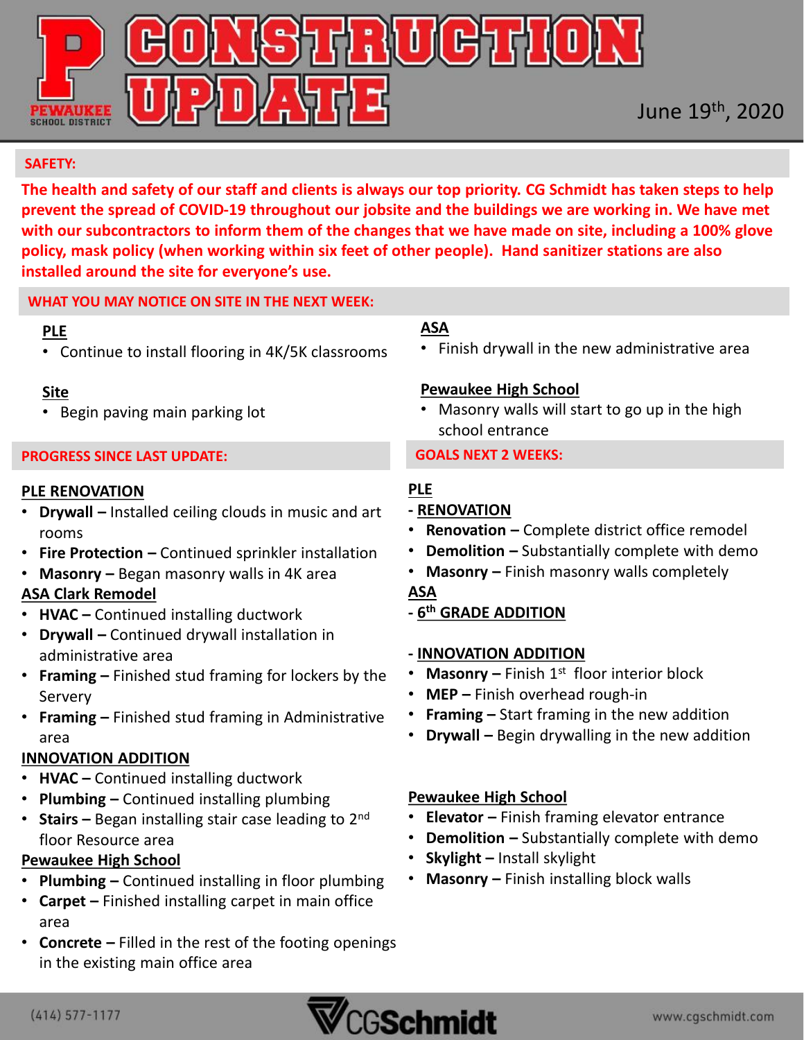# CONSTRUCTION UPDATE

PEWAUKEE SCHOOL DISTRICT

June 19th, 2020

## SAFETY:

**The health and safety of our staff and clients is always our top priority. CG Schmidt has taken steps to help prevent the spread of COVID-19 throughout our jobsite and the buildings we are working in. We have met with our subcontractors to inform them of the changes that we have made on site, including a 100% glove policy, mask policy (when working within six feet of other people). Hand sanitizer stations are also installed around the site for everyone's use.**

## WHAT YOU MAY NOTICE ON SITE IN THE NEXT WEEK:

**PLE**

- Continue to install flooring in 4K/5K classrooms

**Site**

- Begin paving main parking lot

**ASA**

- Finish drywall in the new administrative area

**Pewaukee High School**

- Masonry walls will start to go up in the high school entrance

## PROGRESS SINCE LAST UPDATE:

**PLE RENOVATION**

- **Drywall –** Installed ceiling clouds in music and art rooms
- **Fire Protection –** Continued sprinkler installation
- **Masonry –** Began masonry walls in 4K area

**ASA Clark Remodel**

- **HVAC –** Continued installing ductwork
- **Drywall –** Continued drywall installation in administrative area
- **Framing –** Finished stud framing for lockers by the Servery
- **Framing –** Finished stud framing in Administrative area

**INNOVATION ADDITION**

- **HVAC –** Continued installing ductwork
- **Plumbing –** Continued installing plumbing
- **Stairs –** Began installing stair case leading to 2nd floor Resource area

**Pewaukee High School**

- **Plumbing –** Continued installing in floor plumbing
- **Carpet –** Finished installing carpet in main office area
- **Concrete –** Filled in the rest of the footing openings in the existing main office area

## GOALS NEXT 2 WEEKS:

**PLE**

**- RENOVATION**

- **Renovation –** Complete district office remodel
- **Demolition –** Substantially complete with demo
- **Masonry –** Finish masonry walls completely

**ASA**

**- 6th GRADE ADDITION**

**- INNOVATION ADDITION**

- **Masonry –** Finish 1st floor interior block
- **MEP –** Finish overhead rough-in
- **Framing –** Start framing in the new addition
- **Drywall –** Begin drywalling in the new addition

**Pewaukee High School**

- **Elevator –** Finish framing elevator entrance
- **Demolition –** Substantially complete with demo
- **Skylight –** Install skylight
- **Masonry –** Finish installing block walls

(414) 577-1177 CGSchmidt www.cgschmidt.com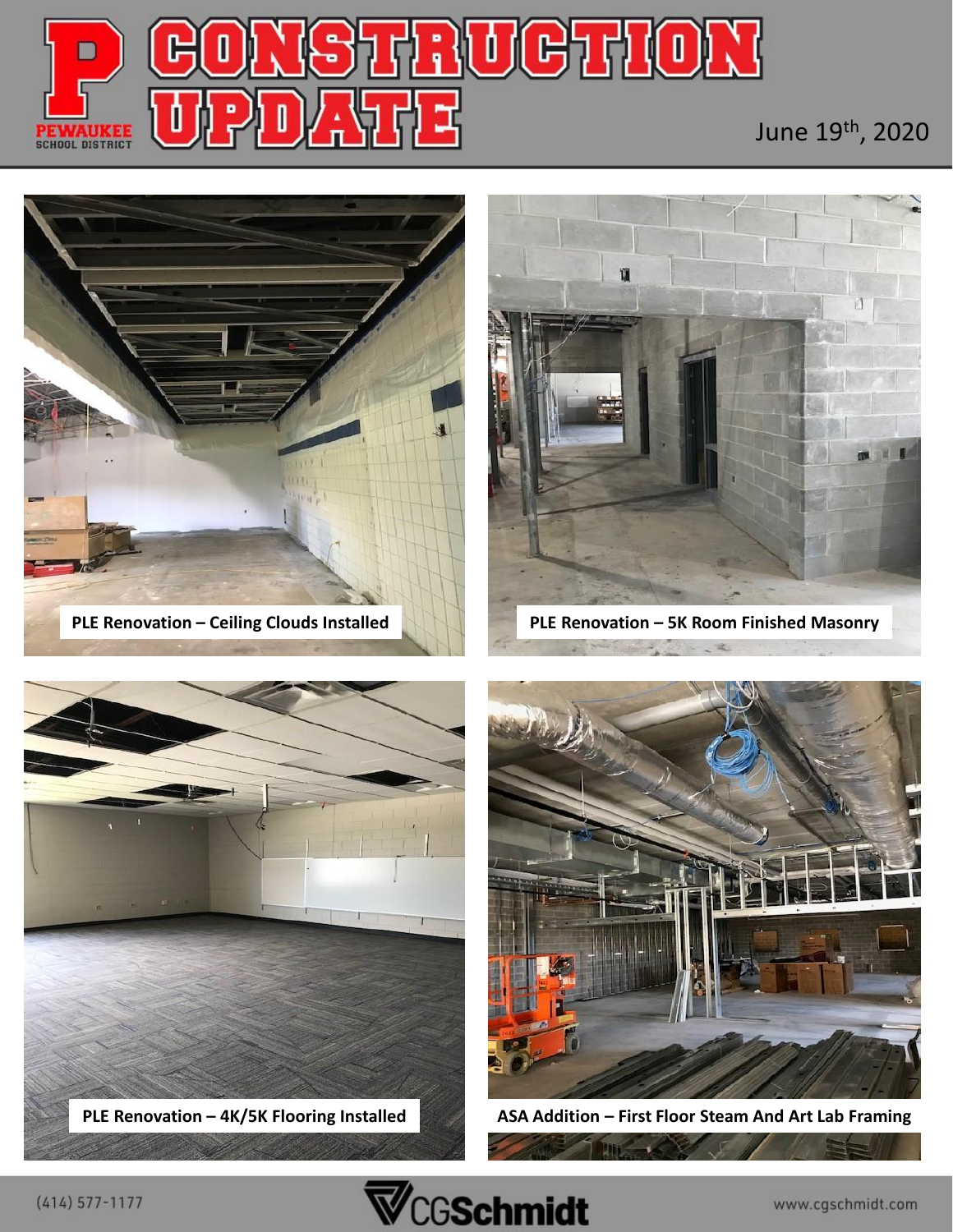# CONSTRUCTION UPDATE

June 19th, 2020

**PLE Renovation – Ceiling Clouds Installed**

**PLE Renovation – 5K Room Finished Masonry**

**PLE Renovation – 4K/5K Flooring Installed**

**ASA Addition – First Floor Steam And Art Lab Framing**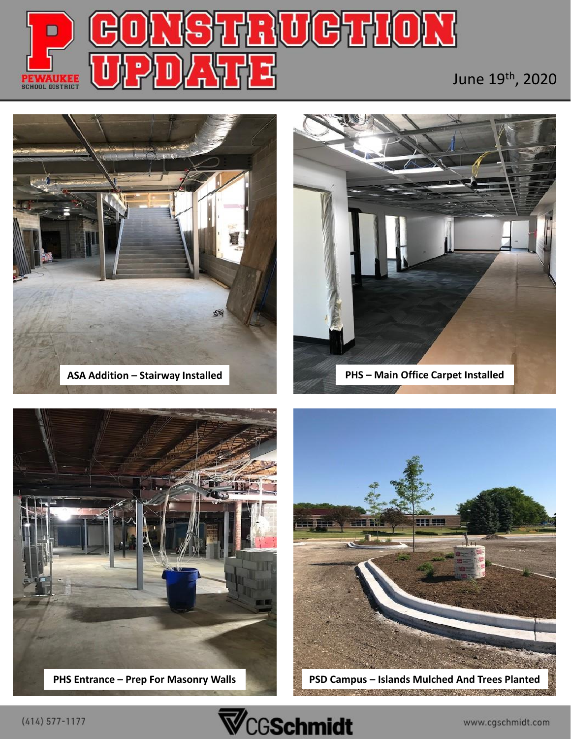# CONSTRUCTION UPDATE

PEWAUKEE SCHOOL DISTRICT

June 19th, 2020

ASA Addition – Stairway Installed

PHS – Main Office Carpet Installed

PHS Entrance – Prep For Masonry Walls

PSD Campus – Islands Mulched And Trees Planted

(414) 577-1177

CGSchmidt

www.cgschmidt.com